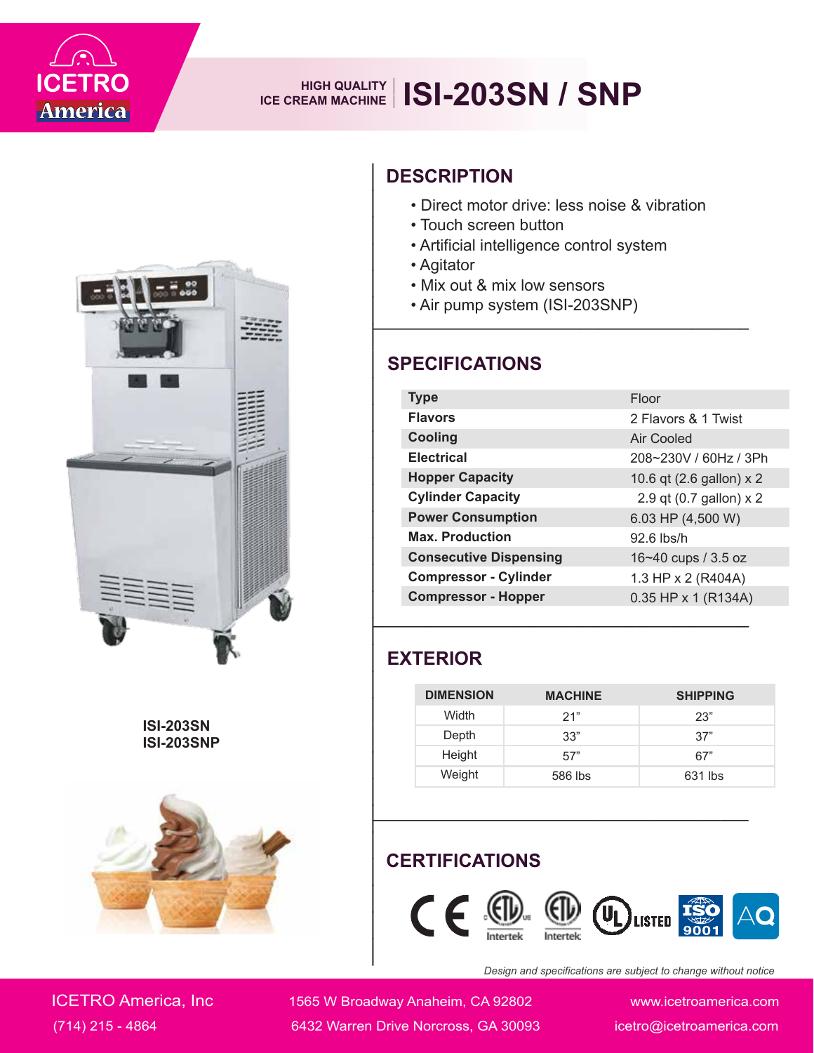ICETRO America

HIGH QUALITY ICE CREAM MACHINE

# ISI-203SN / SNP

ISI-203SN
ISI-203SNP

## DESCRIPTION

- Direct motor drive: less noise & vibration
- Touch screen button
- Artificial intelligence control system
- Agitator
- Mix out & mix low sensors
- Air pump system (ISI-203SNP)

## SPECIFICATIONS

| | |
|---|---|
| **Type** | Floor |
| **Flavors** | 2 Flavors & 1 Twist |
| **Cooling** | Air Cooled |
| **Electrical** | 208~230V / 60Hz / 3Ph |
| **Hopper Capacity** | 10.6 qt (2.6 gallon) x 2 |
| **Cylinder Capacity** | 2.9 qt (0.7 gallon) x 2 |
| **Power Consumption** | 6.03 HP (4,500 W) |
| **Max. Production** | 92.6 lbs/h |
| **Consecutive Dispensing** | 16~40 cups / 3.5 oz |
| **Compressor - Cylinder** | 1.3 HP x 2 (R404A) |
| **Compressor - Hopper** | 0.35 HP x 1 (R134A) |

## EXTERIOR

| DIMENSION | MACHINE | SHIPPING |
|---|---|---|
| Width | 21" | 23" |
| Depth | 33" | 37" |
| Height | 57" | 67" |
| Weight | 586 lbs | 631 lbs |

## CERTIFICATIONS

CE, ETL (Intertek), ETL (Intertek), UL LISTED, ISO 9001, AQ

*Design and specifications are subject to change without notice*

ICETRO America, Inc
(714) 215 - 4864

1565 W Broadway Anaheim, CA 92802
6432 Warren Drive Norcross, GA 30093

www.icetroamerica.com
icetro@icetroamerica.com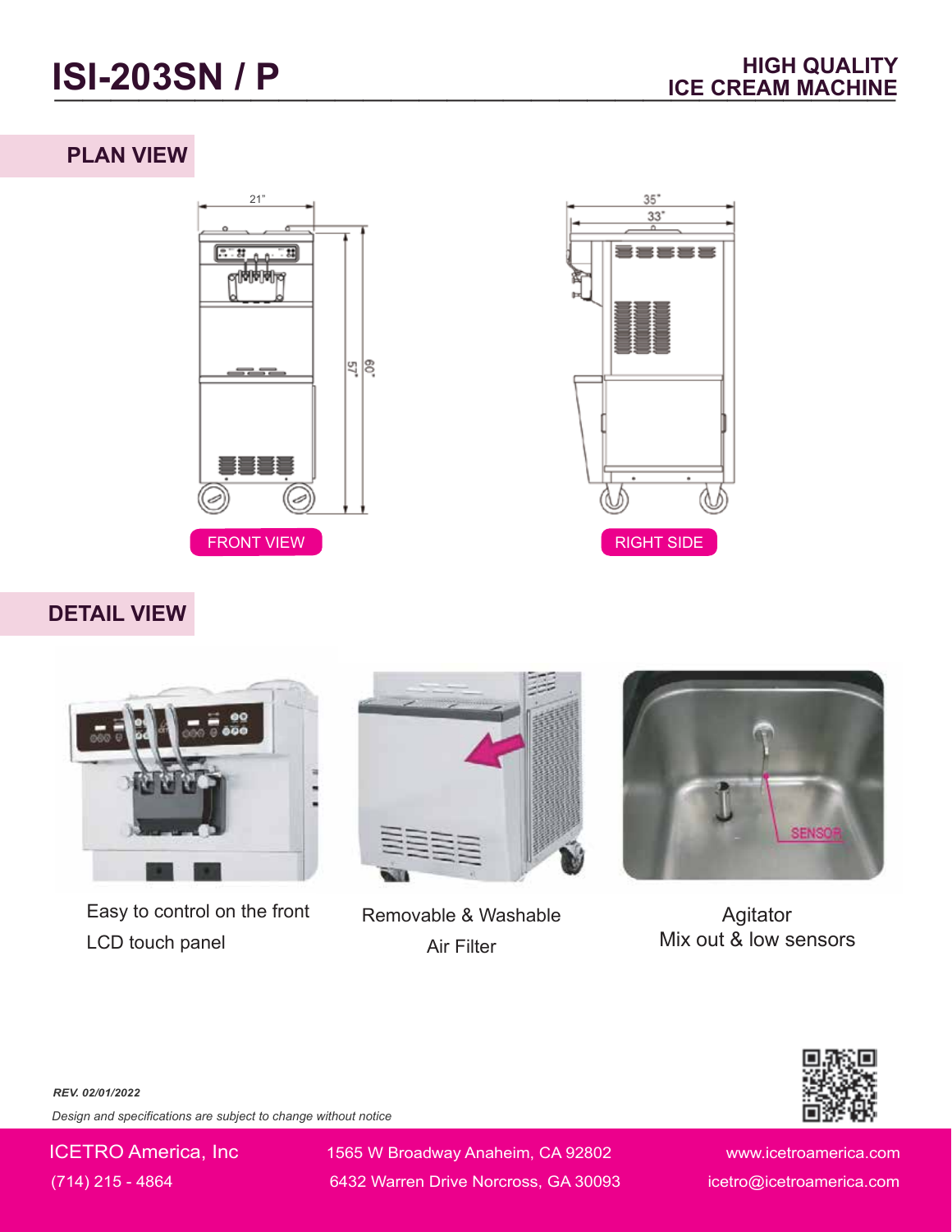# ISI-203SN / P

HIGH QUALITY
ICE CREAM MACHINE

## PLAN VIEW

21"

57"

60"

FRONT VIEW

35"

33"

RIGHT SIDE

## DETAIL VIEW

SENSOR

Easy to control on the front
LCD touch panel

Removable & Washable
Air Filter

Agitator
Mix out & low sensors

*REV. 02/01/2022*

*Design and specifications are subject to change without notice*

ICETRO America, Inc
(714) 215 - 4864

1565 W Broadway Anaheim, CA 92802
6432 Warren Drive Norcross, GA 30093

www.icetroamerica.com
icetro@icetroamerica.com